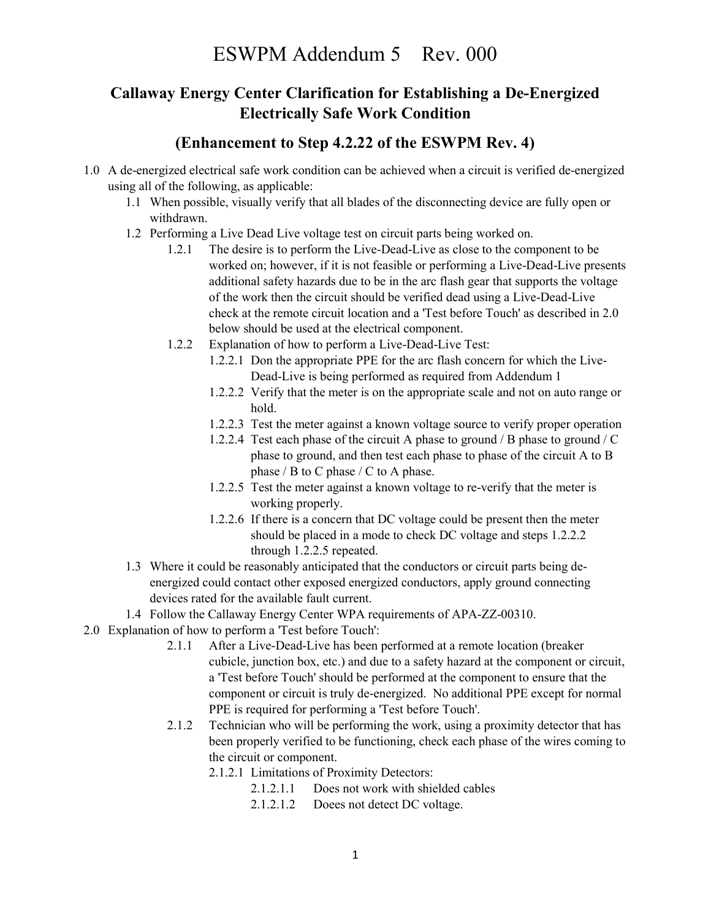# ESWPM Addendum 5 Rev. 000

## Callaway Energy Center Clarification for Establishing a De-Energized Electrically Safe Work Condition

## (Enhancement to Step 4.2.22 of the ESWPM Rev. 4)

1.0 A de-energized electrical safe work condition can be achieved when a circuit is verified de-energized using all of the following, as applicable:

- 1.1 When possible, visually verify that all blades of the disconnecting device are fully open or withdrawn.
- 1.2 Performing a Live Dead Live voltage test on circuit parts being worked on.
  - 1.2.1 The desire is to perform the Live-Dead-Live as close to the component to be worked on; however, if it is not feasible or performing a Live-Dead-Live presents additional safety hazards due to be in the arc flash gear that supports the voltage of the work then the circuit should be verified dead using a Live-Dead-Live check at the remote circuit location and a 'Test before Touch' as described in 2.0 below should be used at the electrical component.
  - 1.2.2 Explanation of how to perform a Live-Dead-Live Test:
    - 1.2.2.1 Don the appropriate PPE for the arc flash concern for which the Live-Dead-Live is being performed as required from Addendum 1
    - 1.2.2.2 Verify that the meter is on the appropriate scale and not on auto range or hold.
    - 1.2.2.3 Test the meter against a known voltage source to verify proper operation
    - 1.2.2.4 Test each phase of the circuit A phase to ground / B phase to ground / C phase to ground, and then test each phase to phase of the circuit A to B phase / B to C phase / C to A phase.
    - 1.2.2.5 Test the meter against a known voltage to re-verify that the meter is working properly.
    - 1.2.2.6 If there is a concern that DC voltage could be present then the meter should be placed in a mode to check DC voltage and steps 1.2.2.2 through 1.2.2.5 repeated.
- 1.3 Where it could be reasonably anticipated that the conductors or circuit parts being de-energized could contact other exposed energized conductors, apply ground connecting devices rated for the available fault current.
- 1.4 Follow the Callaway Energy Center WPA requirements of APA-ZZ-00310.

2.0 Explanation of how to perform a 'Test before Touch':

- 2.1.1 After a Live-Dead-Live has been performed at a remote location (breaker cubicle, junction box, etc.) and due to a safety hazard at the component or circuit, a 'Test before Touch' should be performed at the component to ensure that the component or circuit is truly de-energized. No additional PPE except for normal PPE is required for performing a 'Test before Touch'.
- 2.1.2 Technician who will be performing the work, using a proximity detector that has been properly verified to be functioning, check each phase of the wires coming to the circuit or component.
  - 2.1.2.1 Limitations of Proximity Detectors:
    - 2.1.2.1.1 Does not work with shielded cables
    - 2.1.2.1.2 Doees not detect DC voltage.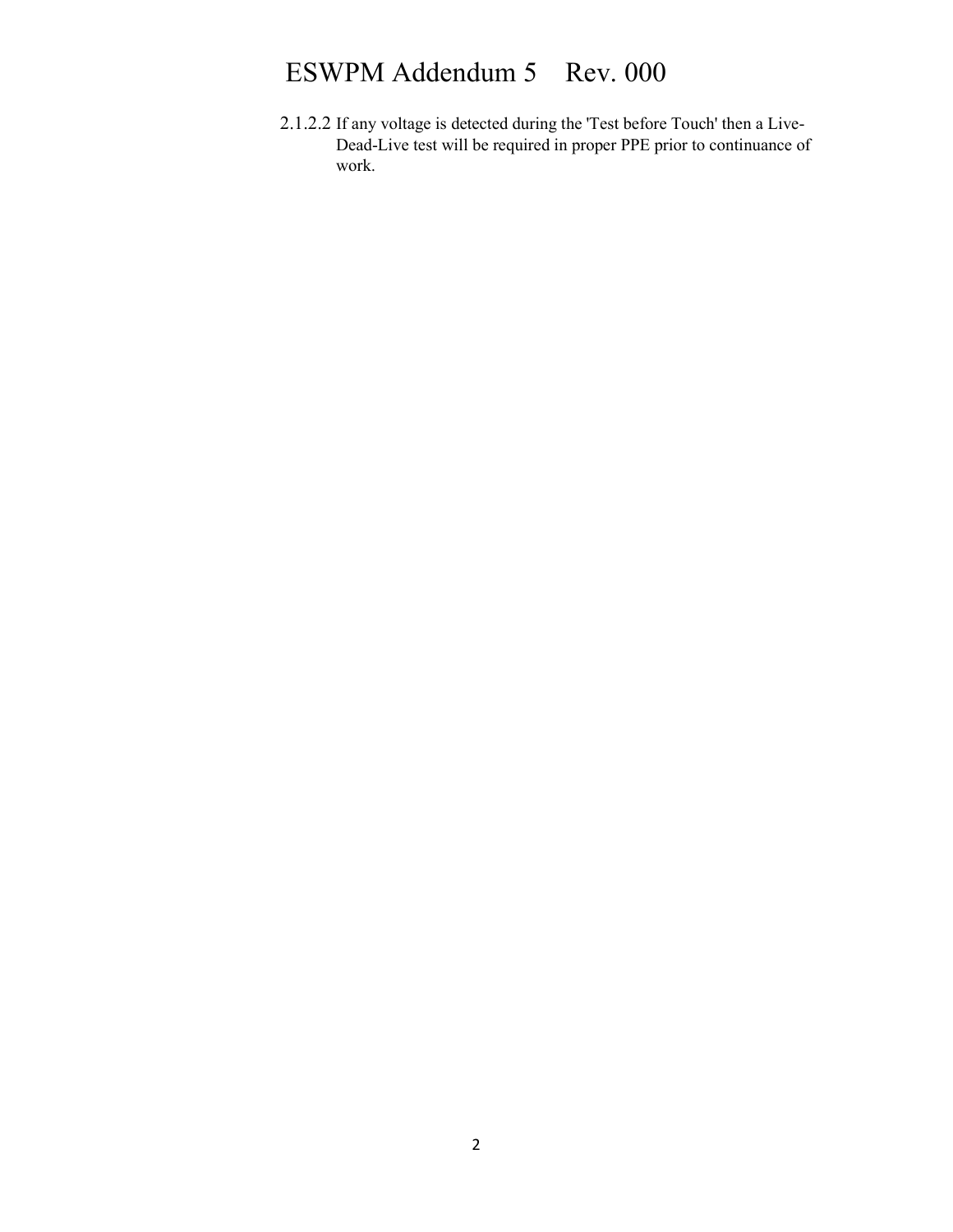2.1.2.2 If any voltage is detected during the 'Test before Touch' then a Live-Dead-Live test will be required in proper PPE prior to continuance of work.